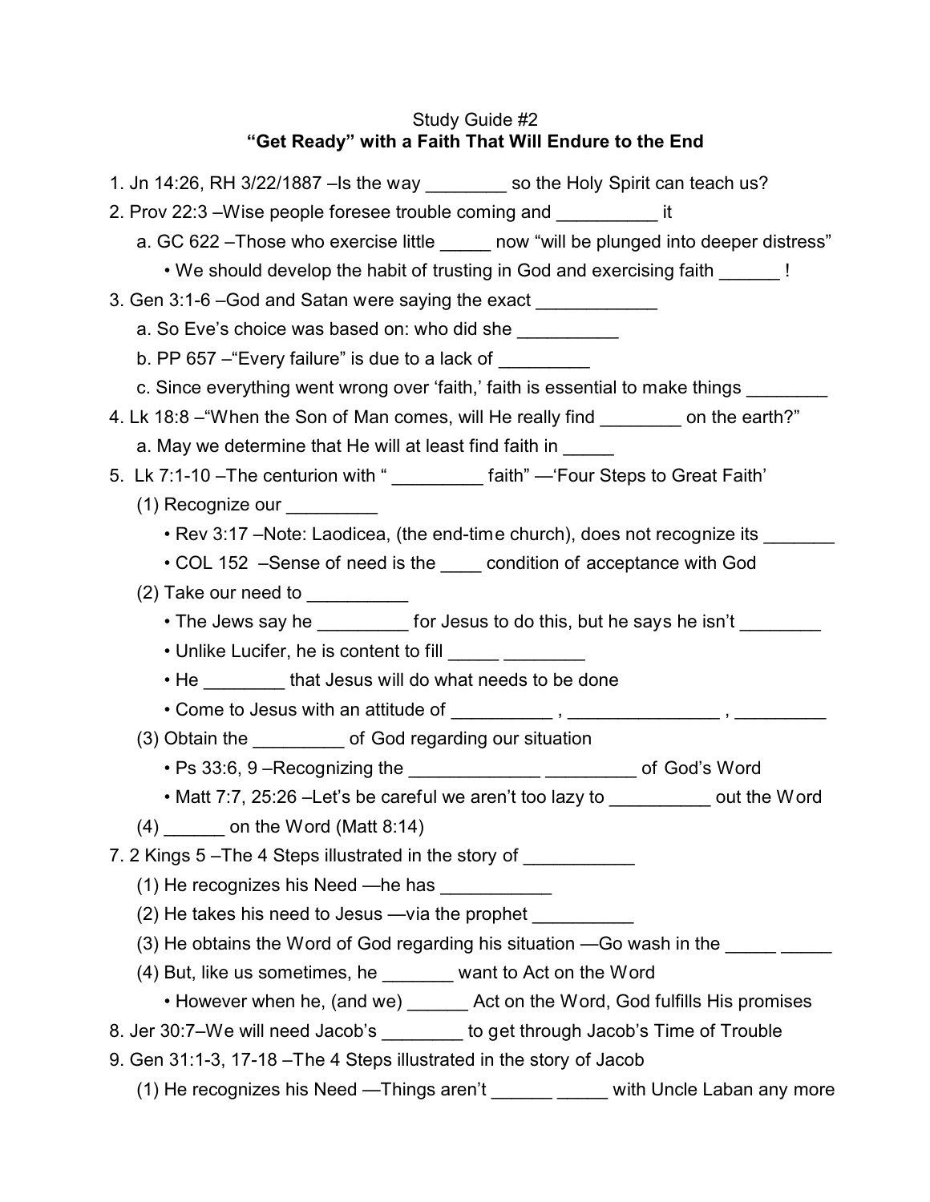Study Guide #2

**"Get Ready" with a Faith That Will Endure to the End**

1. Jn 14:26, RH 3/22/1887 –Is the way ________ so the Holy Spirit can teach us?
2. Prov 22:3 –Wise people foresee trouble coming and __________ it
   - a. GC 622 –Those who exercise little _____ now "will be plunged into deeper distress"
     - We should develop the habit of trusting in God and exercising faith ______ !
3. Gen 3:1-6 –God and Satan were saying the exact ____________
   - a. So Eve's choice was based on: who did she __________
   - b. PP 657 –"Every failure" is due to a lack of _________
   - c. Since everything went wrong over 'faith,' faith is essential to make things ________
4. Lk 18:8 –"When the Son of Man comes, will He really find ________ on the earth?"
   - a. May we determine that He will at least find faith in _____
5. Lk 7:1-10 –The centurion with " _________ faith" —'Four Steps to Great Faith'
   - (1) Recognize our _________
     - Rev 3:17 –Note: Laodicea, (the end-time church), does not recognize its _______
     - COL 152 –Sense of need is the ____ condition of acceptance with God
   - (2) Take our need to __________
     - The Jews say he _________ for Jesus to do this, but he says he isn't ________
     - Unlike Lucifer, he is content to fill _____ ________
     - He ________ that Jesus will do what needs to be done
     - Come to Jesus with an attitude of __________ , _______________ , _________
   - (3) Obtain the _________ of God regarding our situation
     - Ps 33:6, 9 –Recognizing the _____________ _________ of God's Word
     - Matt 7:7, 25:26 –Let's be careful we aren't too lazy to __________ out the Word
   - (4) ______ on the Word (Matt 8:14)

7. 2 Kings 5 –The 4 Steps illustrated in the story of ___________
   - (1) He recognizes his Need —he has ___________
   - (2) He takes his need to Jesus —via the prophet __________
   - (3) He obtains the Word of God regarding his situation —Go wash in the _____ _____
   - (4) But, like us sometimes, he _______ want to Act on the Word
     - However when he, (and we) ______ Act on the Word, God fulfills His promises
8. Jer 30:7–We will need Jacob's ________ to get through Jacob's Time of Trouble
9. Gen 31:1-3, 17-18 –The 4 Steps illustrated in the story of Jacob
   - (1) He recognizes his Need —Things aren't ______ _____ with Uncle Laban any more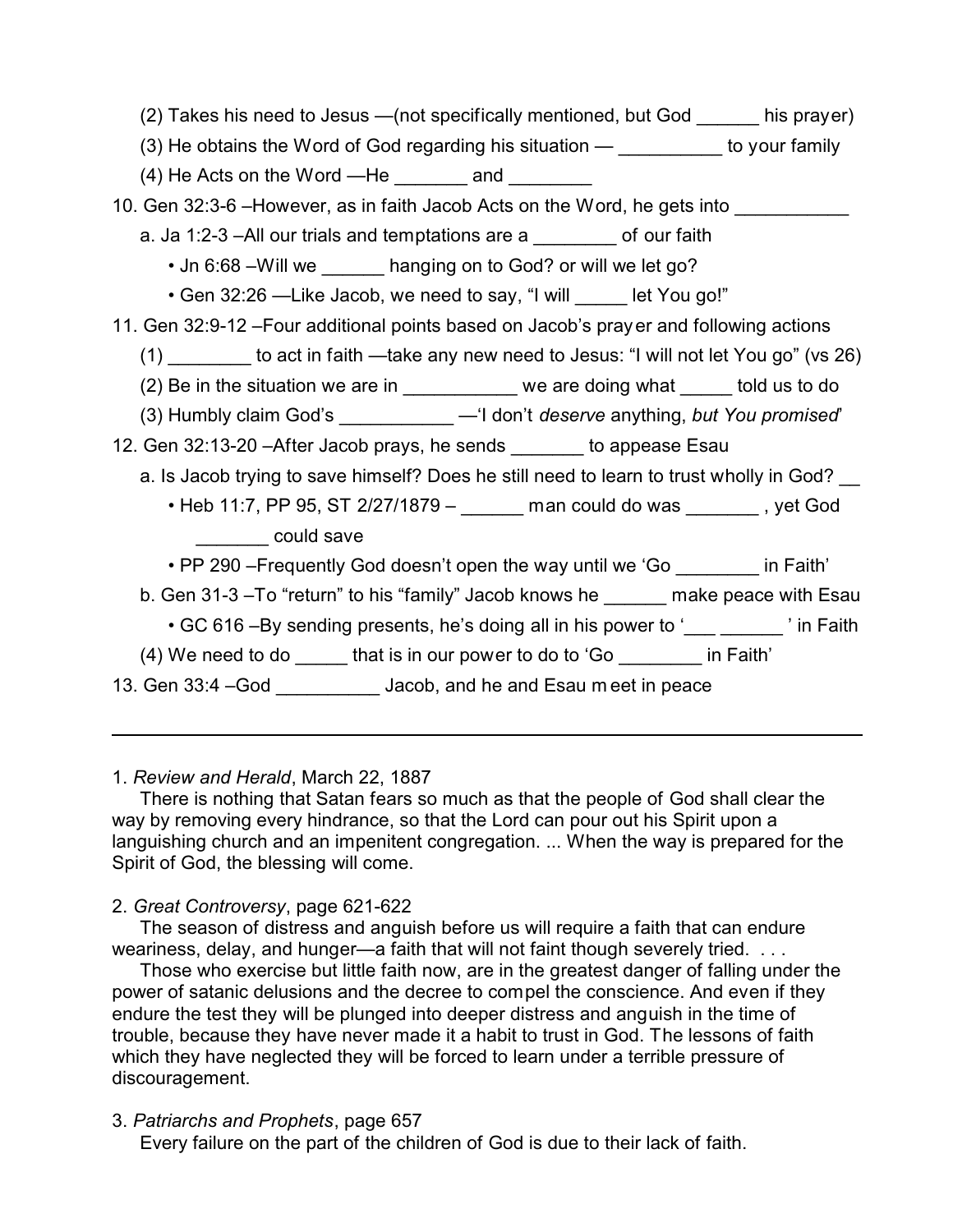(2) Takes his need to Jesus —(not specifically mentioned, but God ______ his prayer)

(3) He obtains the Word of God regarding his situation — __________ to your family

(4) He Acts on the Word —He _______ and ________

10. Gen 32:3-6 –However, as in faith Jacob Acts on the Word, he gets into ___________
    
    a. Ja 1:2-3 –All our trials and temptations are a ________ of our faith
    
    - Jn 6:68 –Will we ______ hanging on to God? or will we let go?
    - Gen 32:26 —Like Jacob, we need to say, “I will _____ let You go!”

11. Gen 32:9-12 –Four additional points based on Jacob’s prayer and following actions
    
    (1) ________ to act in faith —take any new need to Jesus: “I will not let You go” (vs 26)
    
    (2) Be in the situation we are in ___________ we are doing what _____ told us to do
    
    (3) Humbly claim God’s ___________ —‘I don’t *deserve* anything, *but You promised*’

12. Gen 32:13-20 –After Jacob prays, he sends _______ to appease Esau
    
    a. Is Jacob trying to save himself? Does he still need to learn to trust wholly in God? __
    
    - Heb 11:7, PP 95, ST 2/27/1879 – ______ man could do was _______ , yet God _______ could save
    - PP 290 –Frequently God doesn’t open the way until we ‘Go ________ in Faith’
    
    b. Gen 31-3 –To “return” to his “family” Jacob knows he ______ make peace with Esau
    
    - GC 616 –By sending presents, he’s doing all in his power to ‘___ ______ ’ in Faith
    
    (4) We need to do _____ that is in our power to do to ‘Go ________ in Faith’

13. Gen 33:4 –God __________ Jacob, and he and Esau meet in peace

---

1. *Review and Herald*, March 22, 1887

There is nothing that Satan fears so much as that the people of God shall clear the way by removing every hindrance, so that the Lord can pour out his Spirit upon a languishing church and an impenitent congregation. ... When the way is prepared for the Spirit of God, the blessing will come.

2. *Great Controversy*, page 621-622

The season of distress and anguish before us will require a faith that can endure weariness, delay, and hunger—a faith that will not faint though severely tried. . . .

Those who exercise but little faith now, are in the greatest danger of falling under the power of satanic delusions and the decree to compel the conscience. And even if they endure the test they will be plunged into deeper distress and anguish in the time of trouble, because they have never made it a habit to trust in God. The lessons of faith which they have neglected they will be forced to learn under a terrible pressure of discouragement.

3. *Patriarchs and Prophets*, page 657

Every failure on the part of the children of God is due to their lack of faith.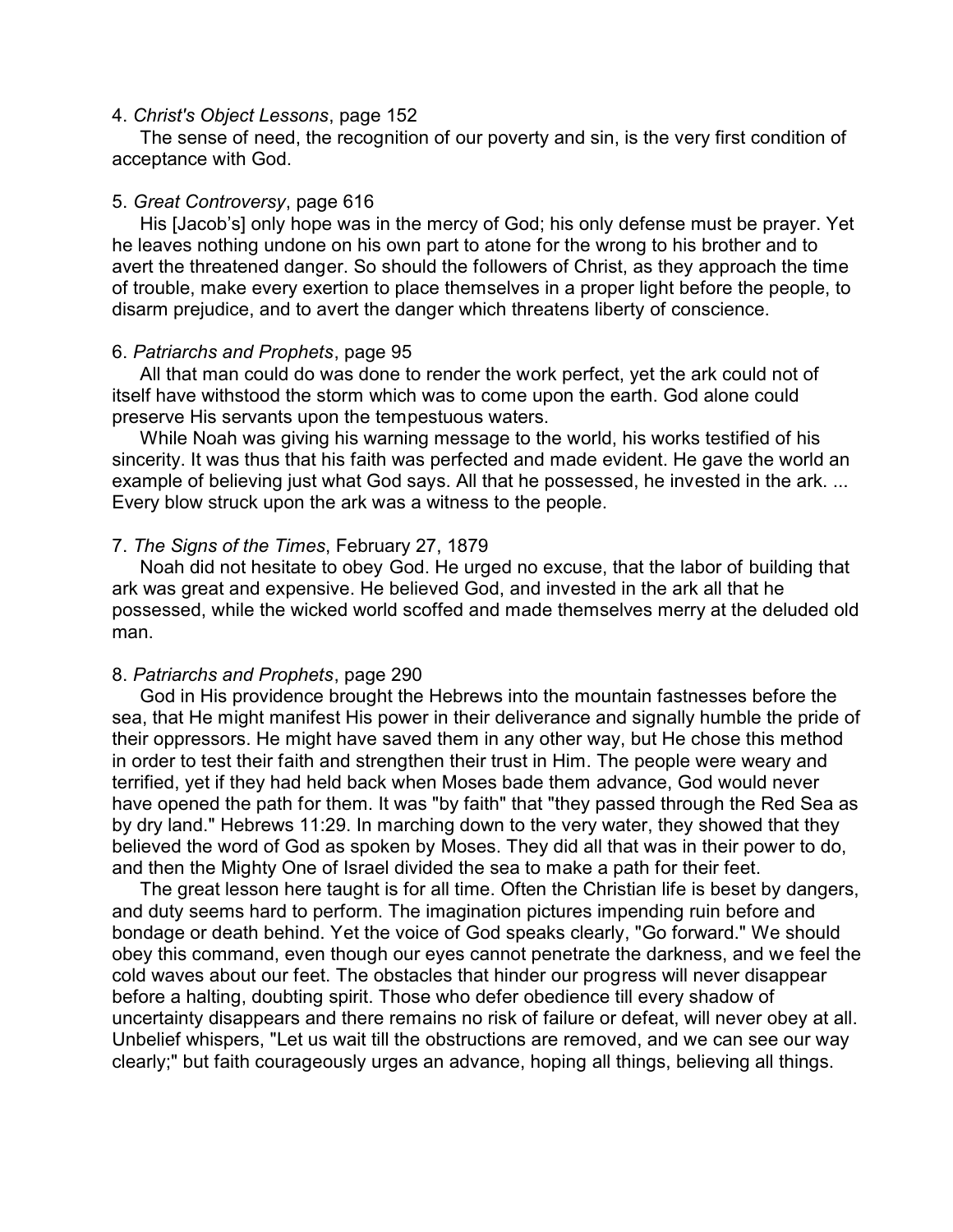4. *Christ's Object Lessons*, page 152

The sense of need, the recognition of our poverty and sin, is the very first condition of acceptance with God.

5. *Great Controversy*, page 616

His [Jacob's] only hope was in the mercy of God; his only defense must be prayer. Yet he leaves nothing undone on his own part to atone for the wrong to his brother and to avert the threatened danger. So should the followers of Christ, as they approach the time of trouble, make every exertion to place themselves in a proper light before the people, to disarm prejudice, and to avert the danger which threatens liberty of conscience.

6. *Patriarchs and Prophets*, page 95

All that man could do was done to render the work perfect, yet the ark could not of itself have withstood the storm which was to come upon the earth. God alone could preserve His servants upon the tempestuous waters.

While Noah was giving his warning message to the world, his works testified of his sincerity. It was thus that his faith was perfected and made evident. He gave the world an example of believing just what God says. All that he possessed, he invested in the ark. ... Every blow struck upon the ark was a witness to the people.

7. *The Signs of the Times*, February 27, 1879

Noah did not hesitate to obey God. He urged no excuse, that the labor of building that ark was great and expensive. He believed God, and invested in the ark all that he possessed, while the wicked world scoffed and made themselves merry at the deluded old man.

8. *Patriarchs and Prophets*, page 290

God in His providence brought the Hebrews into the mountain fastnesses before the sea, that He might manifest His power in their deliverance and signally humble the pride of their oppressors. He might have saved them in any other way, but He chose this method in order to test their faith and strengthen their trust in Him. The people were weary and terrified, yet if they had held back when Moses bade them advance, God would never have opened the path for them. It was "by faith" that "they passed through the Red Sea as by dry land." Hebrews 11:29. In marching down to the very water, they showed that they believed the word of God as spoken by Moses. They did all that was in their power to do, and then the Mighty One of Israel divided the sea to make a path for their feet.

The great lesson here taught is for all time. Often the Christian life is beset by dangers, and duty seems hard to perform. The imagination pictures impending ruin before and bondage or death behind. Yet the voice of God speaks clearly, "Go forward." We should obey this command, even though our eyes cannot penetrate the darkness, and we feel the cold waves about our feet. The obstacles that hinder our progress will never disappear before a halting, doubting spirit. Those who defer obedience till every shadow of uncertainty disappears and there remains no risk of failure or defeat, will never obey at all. Unbelief whispers, "Let us wait till the obstructions are removed, and we can see our way clearly;" but faith courageously urges an advance, hoping all things, believing all things.